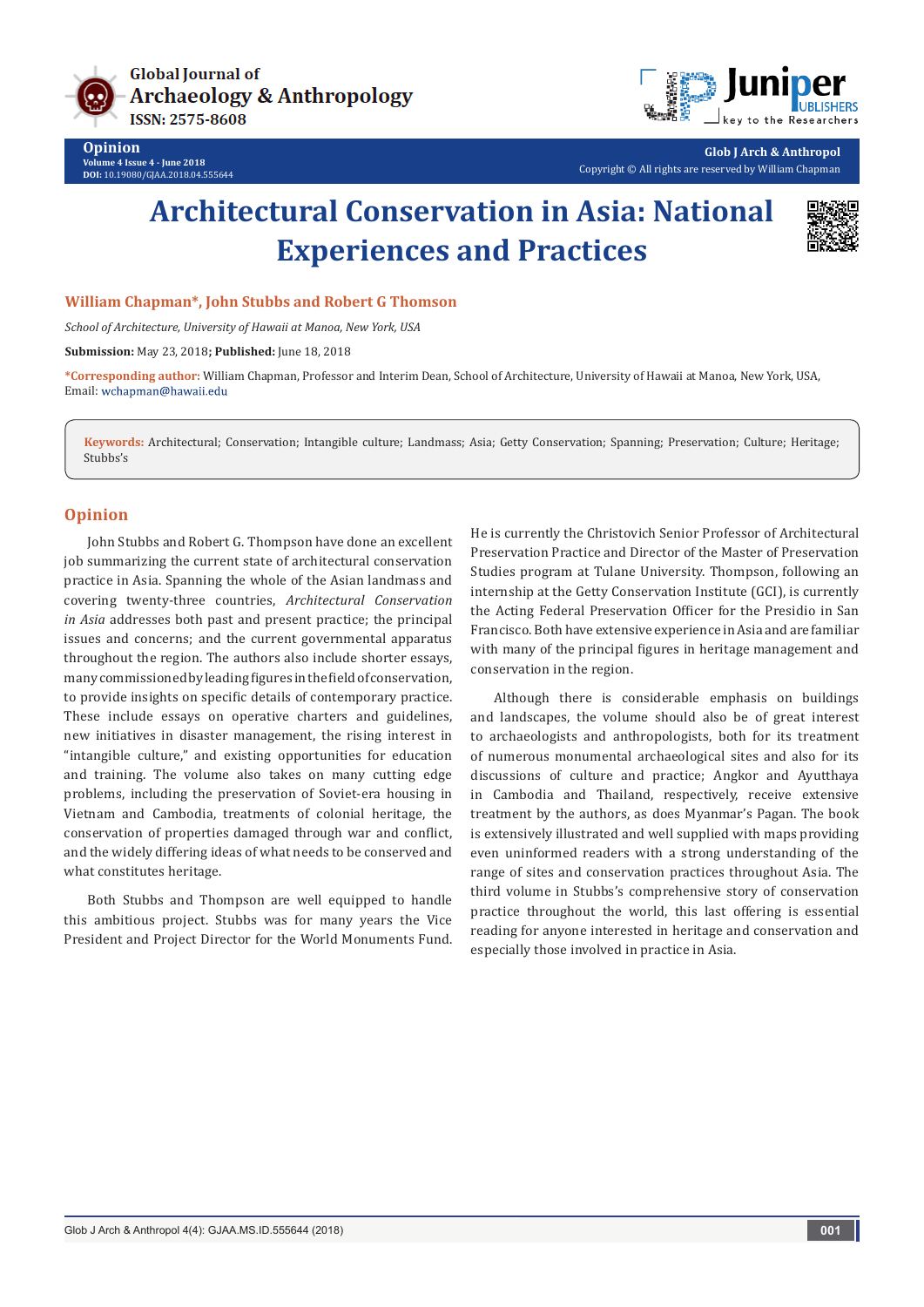# Architectural Conservation in Asia: National Experiences and Practices

**William Chapman*, John Stubbs and Robert G Thomson**

*School of Architecture, University of Hawaii at Manoa, New York, USA*

**Submission:** May 23, 2018; **Published:** June 18, 2018

***Corresponding author:** William Chapman, Professor and Interim Dean, School of Architecture, University of Hawaii at Manoa, New York, USA, Email: wchapman@hawaii.edu

**Keywords:** Architectural; Conservation; Intangible culture; Landmass; Asia; Getty Conservation; Spanning; Preservation; Culture; Heritage; Stubbs's

## Opinion

John Stubbs and Robert G. Thompson have done an excellent job summarizing the current state of architectural conservation practice in Asia. Spanning the whole of the Asian landmass and covering twenty-three countries, *Architectural Conservation in Asia* addresses both past and present practice; the principal issues and concerns; and the current governmental apparatus throughout the region. The authors also include shorter essays, many commissioned by leading figures in the field of conservation, to provide insights on specific details of contemporary practice. These include essays on operative charters and guidelines, new initiatives in disaster management, the rising interest in "intangible culture," and existing opportunities for education and training. The volume also takes on many cutting edge problems, including the preservation of Soviet-era housing in Vietnam and Cambodia, treatments of colonial heritage, the conservation of properties damaged through war and conflict, and the widely differing ideas of what needs to be conserved and what constitutes heritage.

Both Stubbs and Thompson are well equipped to handle this ambitious project. Stubbs was for many years the Vice President and Project Director for the World Monuments Fund. He is currently the Christovich Senior Professor of Architectural Preservation Practice and Director of the Master of Preservation Studies program at Tulane University. Thompson, following an internship at the Getty Conservation Institute (GCI), is currently the Acting Federal Preservation Officer for the Presidio in San Francisco. Both have extensive experience in Asia and are familiar with many of the principal figures in heritage management and conservation in the region.

Although there is considerable emphasis on buildings and landscapes, the volume should also be of great interest to archaeologists and anthropologists, both for its treatment of numerous monumental archaeological sites and also for its discussions of culture and practice; Angkor and Ayutthaya in Cambodia and Thailand, respectively, receive extensive treatment by the authors, as does Myanmar's Pagan. The book is extensively illustrated and well supplied with maps providing even uninformed readers with a strong understanding of the range of sites and conservation practices throughout Asia. The third volume in Stubbs's comprehensive story of conservation practice throughout the world, this last offering is essential reading for anyone interested in heritage and conservation and especially those involved in practice in Asia.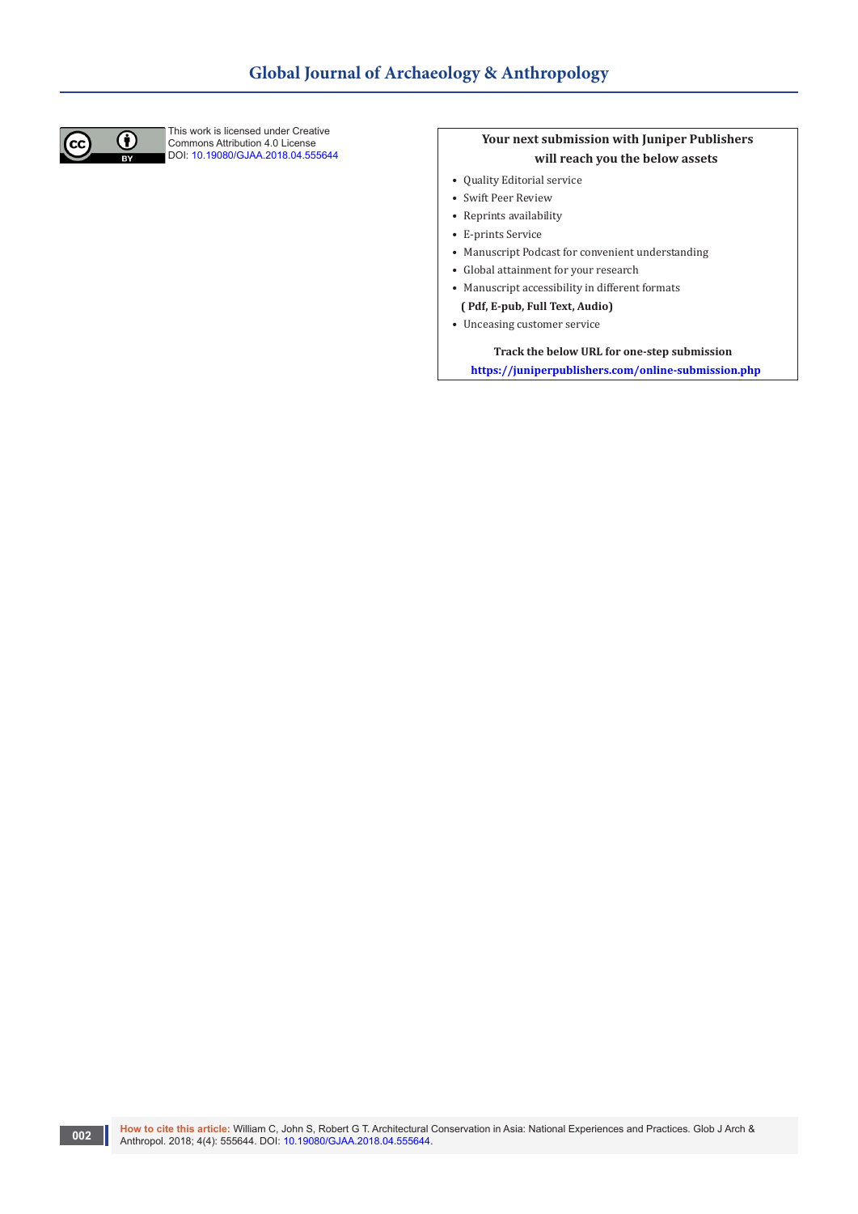This work is licensed under Creative Commons Attribution 4.0 License
DOI: 10.19080/GJAA.2018.04.555644

**Your next submission with Juniper Publishers will reach you the below assets**

- Quality Editorial service
- Swift Peer Review
- Reprints availability
- E-prints Service
- Manuscript Podcast for convenient understanding
- Global attainment for your research
- Manuscript accessibility in different formats

  **( Pdf, E-pub, Full Text, Audio)**
- Unceasing customer service

**Track the below URL for one-step submission**
**https://juniperpublishers.com/online-submission.php**

**How to cite this article:** William C, John S, Robert G T. Architectural Conservation in Asia: National Experiences and Practices. Glob J Arch & Anthropol. 2018; 4(4): 555644. DOI: 10.19080/GJAA.2018.04.555644.